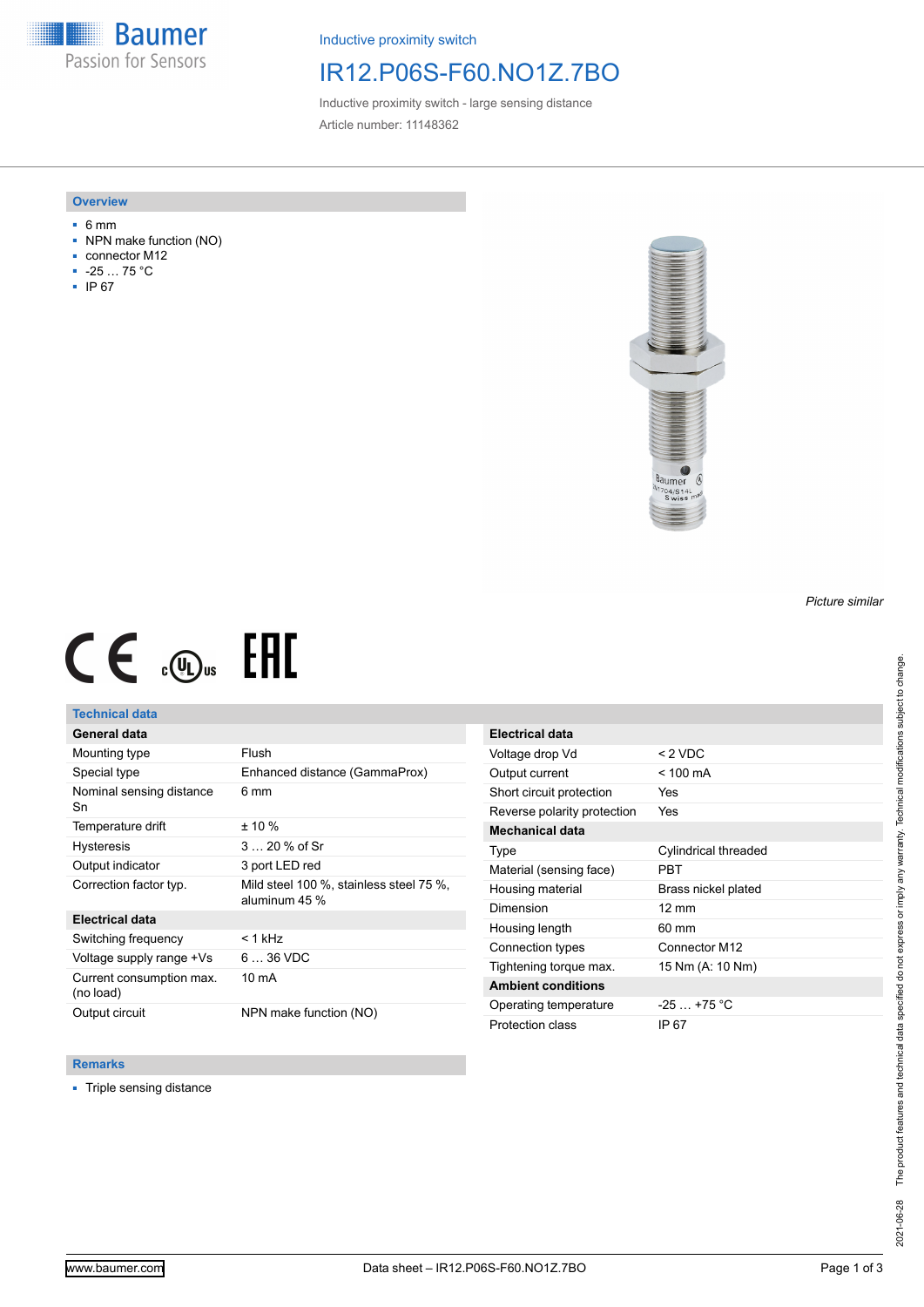Inductive proximity switch

# IR12.P06S-F60.NO1Z.7BO

Inductive proximity switch - large sensing distance

Article number: 11148362

## Overview

- 6 mm
- NPN make function (NO)
- connector M12
- -25 … 75 °C
- IP 67

*Picture similar*

## Technical data

| General data | |
|---|---|
| Mounting type | Flush |
| Special type | Enhanced distance (GammaProx) |
| Nominal sensing distance Sn | 6 mm |
| Temperature drift | ± 10 % |
| Hysteresis | 3 … 20 % of Sr |
| Output indicator | 3 port LED red |
| Correction factor typ. | Mild steel 100 %, stainless steel 75 %, aluminum 45 % |
| **Electrical data** | |
| Switching frequency | < 1 kHz |
| Voltage supply range +Vs | 6 … 36 VDC |
| Current consumption max. (no load) | 10 mA |
| Output circuit | NPN make function (NO) |

| Electrical data | |
|---|---|
| Voltage drop Vd | < 2 VDC |
| Output current | < 100 mA |
| Short circuit protection | Yes |
| Reverse polarity protection | Yes |
| **Mechanical data** | |
| Type | Cylindrical threaded |
| Material (sensing face) | PBT |
| Housing material | Brass nickel plated |
| Dimension | 12 mm |
| Housing length | 60 mm |
| Connection types | Connector M12 |
| Tightening torque max. | 15 Nm (A: 10 Nm) |
| **Ambient conditions** | |
| Operating temperature | -25 … +75 °C |
| Protection class | IP 67 |

## Remarks

- Triple sensing distance

The product features and technical data specified do not express or imply any warranty. Technical modifications subject to change.

2021-06-28

www.baumer.com

Data sheet – IR12.P06S-F60.NO1Z.7BO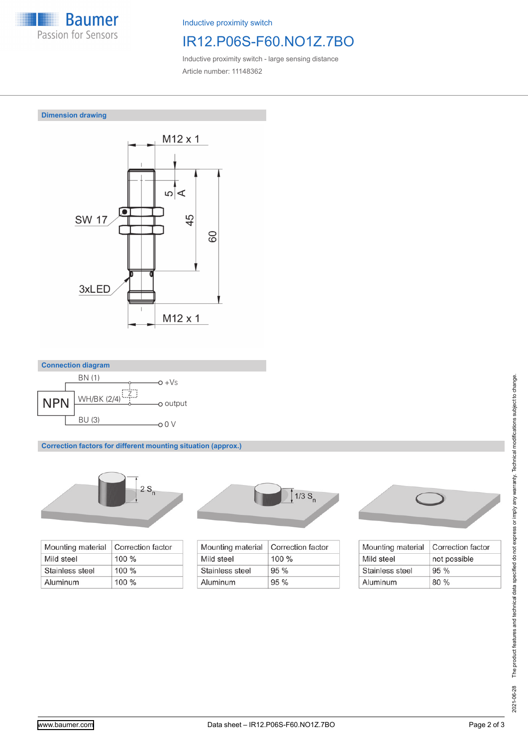Inductive proximity switch

# IR12.P06S-F60.NO1Z.7BO

Inductive proximity switch - large sensing distance

Article number: 11148362

## Dimension drawing

M12 x 1

SW 17

5

A

45

60

3xLED

M12 x 1

## Connection diagram

NPN

BN (1) — +Vs

WH/BK (2/4) — Z — output

BU (3) — 0 V

## Correction factors for different mounting situation (approx.)

2 $S_n$

| Mounting material | Correction factor |
|---|---|
| Mild steel | 100 % |
| Stainless steel | 100 % |
| Aluminum | 100 % |

1/3 $S_n$

| Mounting material | Correction factor |
|---|---|
| Mild steel | 100 % |
| Stainless steel | 95 % |
| Aluminum | 95 % |

| Mounting material | Correction factor |
|---|---|
| Mild steel | not possible |
| Stainless steel | 95 % |
| Aluminum | 80 % |

The product features and technical data specified do not express or imply any warranty. Technical modifications subject to change.

2021-06-28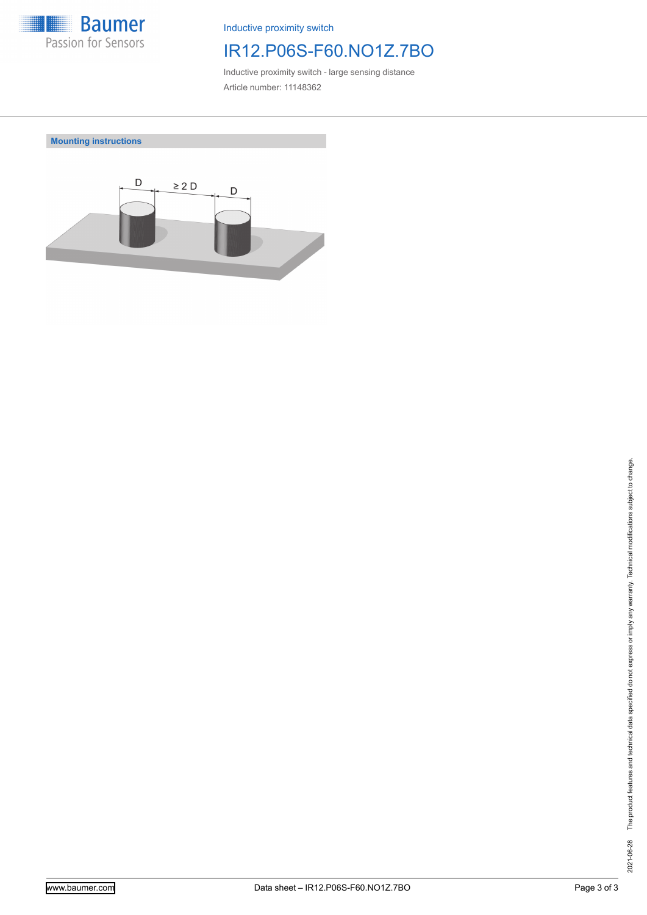Inductive proximity switch

# IR12.P06S-F60.NO1Z.7BO

Inductive proximity switch - large sensing distance

Article number: 11148362

## Mounting instructions

D

≥ 2 D

D